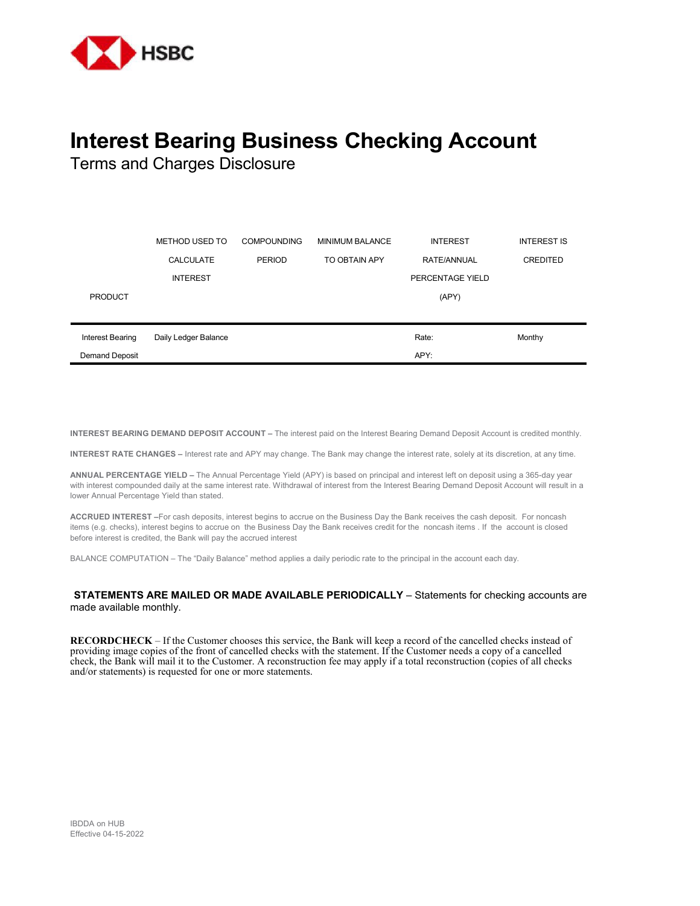# Interest Bearing Business Checking Account

## Terms and Charges Disclosure

| PRODUCT | METHOD USED TO CALCULATE INTEREST | COMPOUNDING PERIOD | MINIMUM BALANCE TO OBTAIN APY | INTEREST RATE/ANNUAL PERCENTAGE YIELD (APY) | INTEREST IS CREDITED |
|---|---|---|---|---|---|
| Interest Bearing Demand Deposit | Daily Ledger Balance | | | Rate: APY: | Monthy |

**INTEREST BEARING DEMAND DEPOSIT ACCOUNT –** The interest paid on the Interest Bearing Demand Deposit Account is credited monthly.

**INTEREST RATE CHANGES –** Interest rate and APY may change. The Bank may change the interest rate, solely at its discretion, at any time.

**ANNUAL PERCENTAGE YIELD –** The Annual Percentage Yield (APY) is based on principal and interest left on deposit using a 365-day year with interest compounded daily at the same interest rate. Withdrawal of interest from the Interest Bearing Demand Deposit Account will result in a lower Annual Percentage Yield than stated.

**ACCRUED INTEREST –**For cash deposits, interest begins to accrue on the Business Day the Bank receives the cash deposit. For noncash items (e.g. checks), interest begins to accrue on the Business Day the Bank receives credit for the noncash items . If the account is closed before interest is credited, the Bank will pay the accrued interest

BALANCE COMPUTATION – The "Daily Balance" method applies a daily periodic rate to the principal in the account each day.

**STATEMENTS ARE MAILED OR MADE AVAILABLE PERIODICALLY** – Statements for checking accounts are made available monthly.

**RECORDCHECK** – If the Customer chooses this service, the Bank will keep a record of the cancelled checks instead of providing image copies of the front of cancelled checks with the statement. If the Customer needs a copy of a cancelled check, the Bank will mail it to the Customer. A reconstruction fee may apply if a total reconstruction (copies of all checks and/or statements) is requested for one or more statements.

IBDDA on HUB
Effective 04-15-2022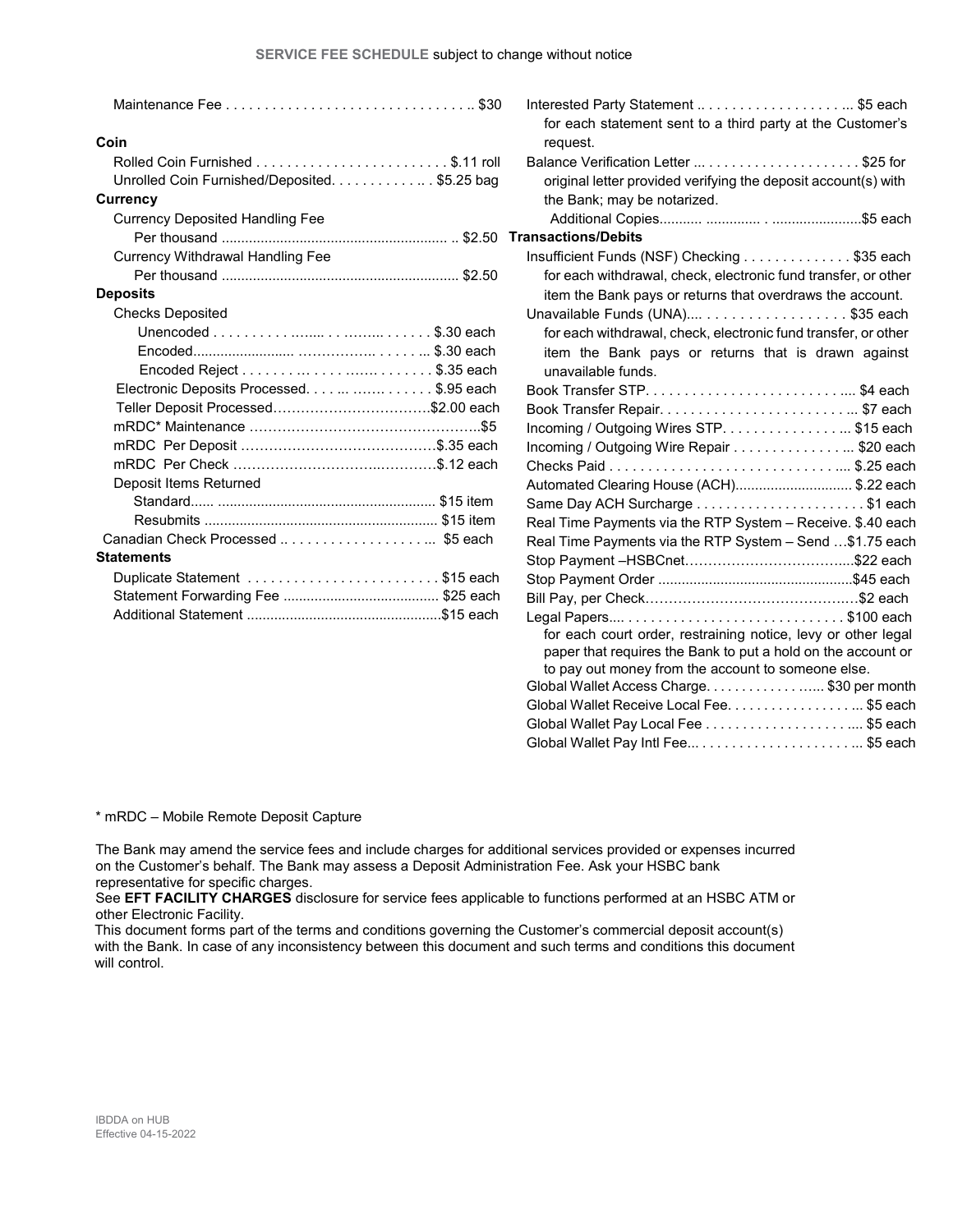SERVICE FEE SCHEDULE subject to change without notice

Maintenance Fee . . . . . . . . . . . . . . . . . . . . . . . . . . . . . . . .. $30

**Coin**

Rolled Coin Furnished . . . . . . . . . . . . . . . . . . . . . . . . . $.11 roll

Unrolled Coin Furnished/Deposited. . . . . . . . . . . . .. . $5.25 bag

**Currency**

Currency Deposited Handling Fee

Per thousand ........................................................ .. $2.50

Currency Withdrawal Handling Fee

Per thousand ........................................................... $2.50

**Deposits**

Checks Deposited

Unencoded . . . . . . . . . ....... . . ........ . . . . . . $.30 each

Encoded......................... …………….. . . . . . . .. $.30 each

Encoded Reject . . . . . . . .. . . . . ....... . . . . . . . $.35 each

Electronic Deposits Processed. . . . ... ....... . . . . . . $.95 each

Teller Deposit Processed…………………………….$2.00 each

mRDC* Maintenance …………………………………………..$5

mRDC Per Deposit ……………………………………$.35 each

mRDC Per Check ………………………..…………$.12 each

Deposit Items Returned

Standard...... ....................................................... $15 item

Resubmits ........................................................... $15 item

Canadian Check Processed .. . . . . . . . . . . . . . . . . . . ... $5 each

**Statements**

Duplicate Statement . . . . . . . . . . . . . . . . . . . . . . . . . $15 each

Statement Forwarding Fee ....................................... $25 each

Additional Statement .................................................$15 each

Interested Party Statement .. . . . . . . . . . . . . . . . . . . ... $5 each
for each statement sent to a third party at the Customer's request.

Balance Verification Letter ... . . . . . . . . . . . . . . . . . . . . $25 for original letter provided verifying the deposit account(s) with the Bank; may be notarized.

Additional Copies........... .............. . .......................$5 each

**Transactions/Debits**

Insufficient Funds (NSF) Checking . . . . . . . . . . . . . . $35 each
for each withdrawal, check, electronic fund transfer, or other item the Bank pays or returns that overdraws the account.

Unavailable Funds (UNA).... . . . . . . . . . . . . . . . . . . $35 each
for each withdrawal, check, electronic fund transfer, or other item the Bank pays or returns that is drawn against unavailable funds.

Book Transfer STP. . . . . . . . . . . . . . . . . . . . . . . . . . .... $4 each

Book Transfer Repair. . . . . . . . . . . . . . . . . . . . . . . . . ... $7 each

Incoming / Outgoing Wires STP. . . . . . . . . . . . . . . . ... $15 each

Incoming / Outgoing Wire Repair . . . . . . . . . . . . . . . ... $20 each

Checks Paid . . . . . . . . . . . . . . . . . . . . . . . . . . . . . .... $.25 each

Automated Clearing House (ACH)............................. $.22 each

Same Day ACH Surcharge . . . . . . . . . . . . . . . . . . . . . . . $1 each

Real Time Payments via the RTP System – Receive. $.40 each

Real Time Payments via the RTP System – Send …$1.75 each

Stop Payment –HSBCnet……………………………....$22 each

Stop Payment Order .................................................$45 each

Bill Pay, per Check……………………………………….$2 each

Legal Papers.... . . . . . . . . . . . . . . . . . . . . . . . . . . . . . $100 each
for each court order, restraining notice, levy or other legal paper that requires the Bank to put a hold on the account or to pay out money from the account to someone else.

Global Wallet Access Charge. . . . . . . . . . . . . ..... $30 per month

Global Wallet Receive Local Fee. . . . . . . . . . . . . . . . . . ... $5 each

Global Wallet Pay Local Fee . . . . . . . . . . . . . . . . . . . .... $5 each

Global Wallet Pay Intl Fee... . . . . . . . . . . . . . . . . . . . . . ... $5 each

* mRDC – Mobile Remote Deposit Capture

The Bank may amend the service fees and include charges for additional services provided or expenses incurred on the Customer's behalf. The Bank may assess a Deposit Administration Fee. Ask your HSBC bank representative for specific charges.
See **EFT FACILITY CHARGES** disclosure for service fees applicable to functions performed at an HSBC ATM or other Electronic Facility.
This document forms part of the terms and conditions governing the Customer's commercial deposit account(s) with the Bank. In case of any inconsistency between this document and such terms and conditions this document will control.

IBDDA on HUB
Effective 04-15-2022